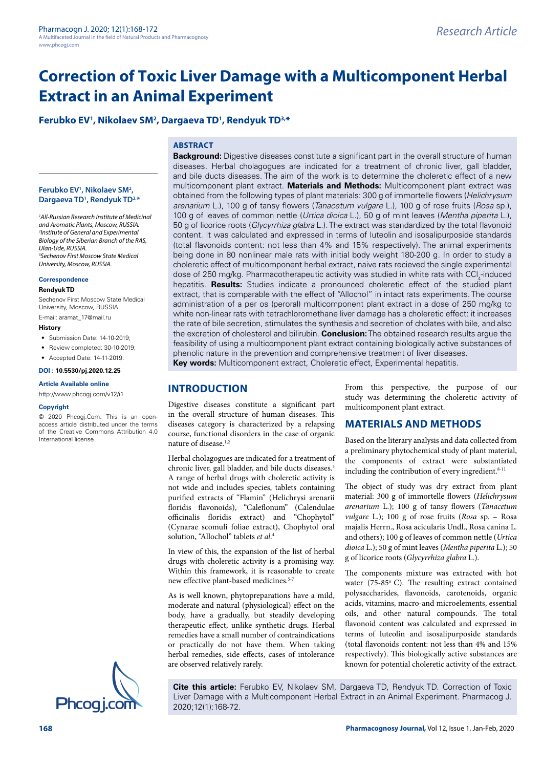# Correction of Toxic Liver Damage with a Multicomponent Herbal Extract in an Animal Experiment

**Ferubko EV[1], Nikolaev SM[2], Dargaeva TD[1], Rendyuk TD[3,*]**

**Ferubko EV[1], Nikolaev SM[2], Dargaeva TD[1], Rendyuk TD[3,*]**

*[1]All-Russian Research Institute of Medicinal and Aromatic Plants, Moscow, RUSSIA.*
*[2]Institute of General and Experimental Biology of the Siberian Branch of the RAS, Ulan-Ude, RUSSIA.*
*[3]Sechenov First Moscow State Medical University, Moscow, RUSSIA.*

**Correspondence**

**Rendyuk TD**

Sechenov First Moscow State Medical University, Moscow, RUSSIA

E-mail: aramat_17@mail.ru

**History**

- Submission Date: 14-10-2019;
- Review completed: 30-10-2019;
- Accepted Date: 14-11-2019.

**DOI : 10.5530/pj.2020.12.25**

**Article Available online**

http://www.phcogj.com/v12/i1

**Copyright**

© 2020 Phcogj.Com. This is an open-access article distributed under the terms of the Creative Commons Attribution 4.0 International license.

## ABSTRACT

**Background:** Digestive diseases constitute a significant part in the overall structure of human diseases. Herbal cholagogues are indicated for a treatment of chronic liver, gall bladder, and bile ducts diseases. The aim of the work is to determine the choleretic effect of a new multicomponent plant extract. **Materials and Methods:** Multicomponent plant extract was obtained from the following types of plant materials: 300 g of immortelle flowers (*Helichrysum arenarium* L.), 100 g of tansy flowers (*Tanacetum vulgare* L.), 100 g of rose fruits (*Rosa* sp.), 100 g of leaves of common nettle (*Urtica dioica* L.), 50 g of mint leaves (*Mentha piperita* L.), 50 g of licorice roots (*Glycyrrhiza glabra* L.). The extract was standardized by the total flavonoid content. It was calculated and expressed in terms of luteolin and isosalipurposide standards (total flavonoids content: not less than 4% and 15% respectively). The animal experiments being done in 80 nonlinear male rats with initial body weight 180-200 g. In order to study a choleretic effect of multicomponent herbal extract, naive rats recieved the single experimental dose of 250 mg/kg. Pharmacotherapeutic activity was studied in white rats with $CCl_4$-induced hepatitis. **Results:** Studies indicate a pronounced choleretic effect of the studied plant extract, that is comparable with the effect of "Allochol" in intact rats experiments. The course administration of a per os (peroral) multicomponent plant extract in a dose of 250 mg/kg to white non-linear rats with tetrachloromethane liver damage has a choleretic effect: it increases the rate of bile secretion, stimulates the synthesis and secretion of cholates with bile, and also the excretion of cholesterol and bilirubin. **Conclusion:** The obtained research results argue the feasibility of using a multicomponent plant extract containing biologically active substances of phenolic nature in the prevention and comprehensive treatment of liver diseases.

**Key words:** Multicomponent extract, Choleretic effect, Experimental hepatitis.

## INTRODUCTION

Digestive diseases constitute a significant part in the overall structure of human diseases. This diseases category is characterized by a relapsing course, functional disorders in the case of organic nature of disease.[1,2]

Herbal cholagogues are indicated for a treatment of chronic liver, gall bladder, and bile ducts diseases.[3] A range of herbal drugs with choleretic activity is not wide and includes species, tablets containing purified extracts of "Flamin" (Helichrysi arenarii floridis flavonoids), "Caleflonum" (Calendulae officinalis floridis extract) and "Chophytol" (Cynarae scomuli foliae extract), Chophytol oral solution, "Allochol" tablets *et al*.[4]

In view of this, the expansion of the list of herbal drugs with choleretic activity is a promising way. Within this framework, it is reasonable to create new effective plant-based medicines.[5-7]

As is well known, phytopreparations have a mild, moderate and natural (physiological) effect on the body, have a gradually, but steadily developing therapeutic effect, unlike synthetic drugs. Herbal remedies have a small number of contraindications or practically do not have them. When taking herbal remedies, side effects, cases of intolerance are observed relatively rarely.

From this perspective, the purpose of our study was determining the choleretic activity of multicomponent plant extract.

## MATERIALS AND METHODS

Based on the literary analysis and data collected from a preliminary phytochemical study of plant material, the components of extract were substantiated including the contribution of every ingredient.[8-11]

The object of study was dry extract from plant material: 300 g of immortelle flowers (*Helichrysum arenarium* L.); 100 g of tansy flowers (*Tanacetum vulgare* L.); 100 g of rose fruits (*Rosa* sp. – Rosa majalis Herrn., Rosa acicularis Undl., Rosa canina L. and others); 100 g of leaves of common nettle (*Urtica dioica* L.); 50 g of mint leaves (*Mentha piperita* L.); 50 g of licorice roots (*Glycyrrhiza glabra* L.).

The components mixture was extracted with hot water (75-85° C). The resulting extract contained polysaccharides, flavonoids, carotenoids, organic acids, vitamins, macro-and microelements, essential oils, and other natural compounds. The total flavonoid content was calculated and expressed in terms of luteolin and isosalipurposide standards (total flavonoids content: not less than 4% and 15% respectively). This biologically active substances are known for potential choleretic activity of the extract.

**Cite this article:** Ferubko EV, Nikolaev SM, Dargaeva TD, Rendyuk TD. Correction of Toxic Liver Damage with a Multicomponent Herbal Extract in an Animal Experiment. Pharmacog J. 2020;12(1):168-72.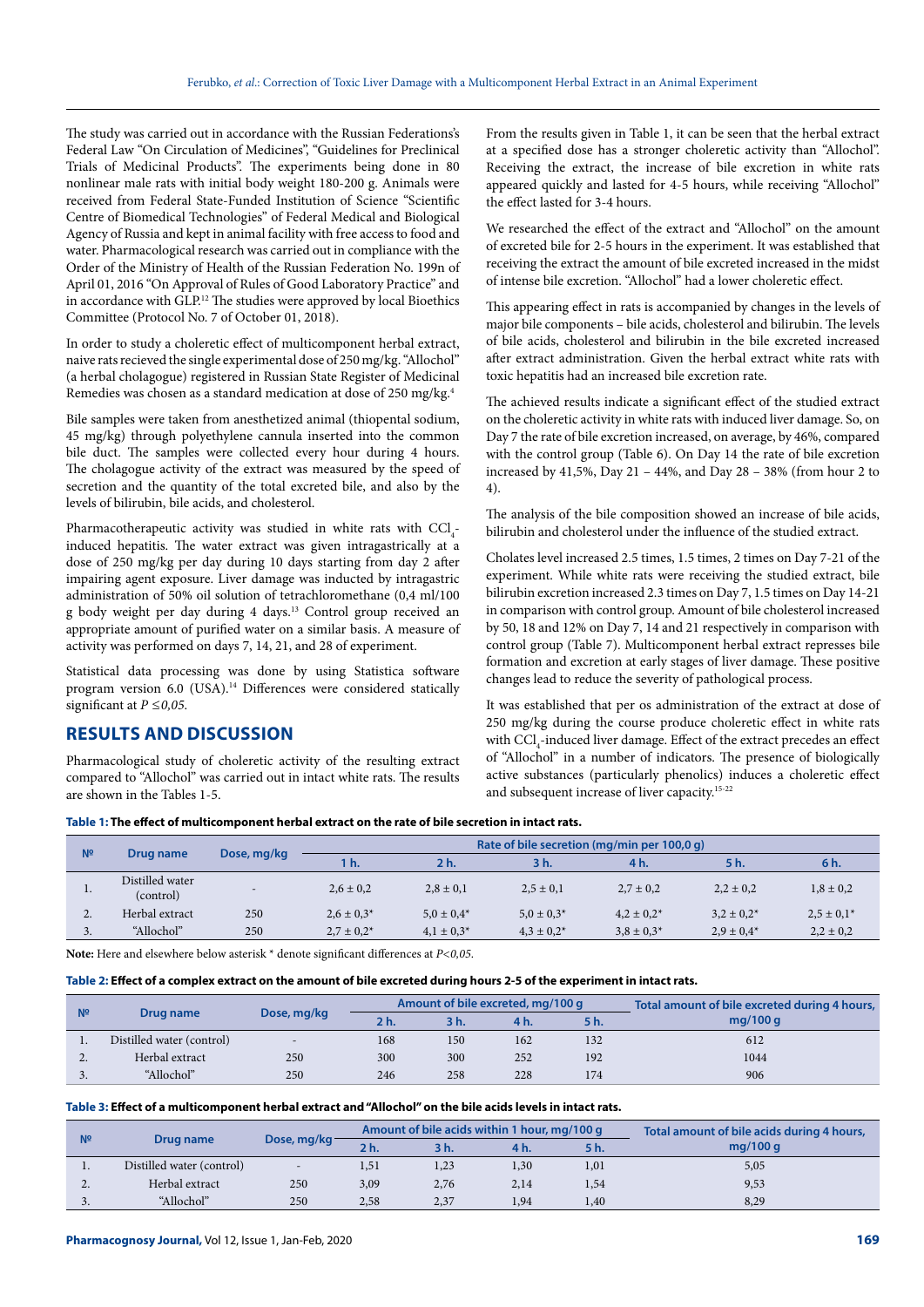The study was carried out in accordance with the Russian Federations's Federal Law "On Circulation of Medicines", "Guidelines for Preclinical Trials of Medicinal Products". The experiments being done in 80 nonlinear male rats with initial body weight 180-200 g. Animals were received from Federal State-Funded Institution of Science "Scientific Centre of Biomedical Technologies" of Federal Medical and Biological Agency of Russia and kept in animal facility with free access to food and water. Pharmacological research was carried out in compliance with the Order of the Ministry of Health of the Russian Federation No. 199n of April 01, 2016 "On Approval of Rules of Good Laboratory Practice" and in accordance with GLP.[12] The studies were approved by local Bioethics Committee (Protocol No. 7 of October 01, 2018).

In order to study a choleretic effect of multicomponent herbal extract, naive rats recieved the single experimental dose of 250 mg/kg. "Allochol" (a herbal cholagogue) registered in Russian State Register of Medicinal Remedies was chosen as a standard medication at dose of 250 mg/kg.[4]

Bile samples were taken from anesthetized animal (thiopental sodium, 45 mg/kg) through polyethylene cannula inserted into the common bile duct. The samples were collected every hour during 4 hours. The cholagogue activity of the extract was measured by the speed of secretion and the quantity of the total excreted bile, and also by the levels of bilirubin, bile acids, and cholesterol.

Pharmacotherapeutic activity was studied in white rats with $CCl_4$-induced hepatitis. The water extract was given intragastrically at a dose of 250 mg/kg per day during 10 days starting from day 2 after impairing agent exposure. Liver damage was inducted by intragastric administration of 50% oil solution of tetrachloromethane (0,4 ml/100 g body weight per day during 4 days.[13] Control group received an appropriate amount of purified water on a similar basis. A measure of activity was performed on days 7, 14, 21, and 28 of experiment.

Statistical data processing was done by using Statistica software program version 6.0 (USA).[14] Differences were considered statically significant at $P \leq 0,05$.

## RESULTS AND DISCUSSION

Pharmacological study of choleretic activity of the resulting extract compared to "Allochol" was carried out in intact white rats. The results are shown in the Tables 1-5.

From the results given in Table 1, it can be seen that the herbal extract at a specified dose has a stronger choleretic activity than "Allochol". Receiving the extract, the increase of bile excretion in white rats appeared quickly and lasted for 4-5 hours, while receiving "Allochol" the effect lasted for 3-4 hours.

We researched the effect of the extract and "Allochol" on the amount of excreted bile for 2-5 hours in the experiment. It was established that receiving the extract the amount of bile excreted increased in the midst of intense bile excretion. "Allochol" had a lower choleretic effect.

This appearing effect in rats is accompanied by changes in the levels of major bile components – bile acids, cholesterol and bilirubin. The levels of bile acids, cholesterol and bilirubin in the bile excreted increased after extract administration. Given the herbal extract white rats with toxic hepatitis had an increased bile excretion rate.

The achieved results indicate a significant effect of the studied extract on the choleretic activity in white rats with induced liver damage. So, on Day 7 the rate of bile excretion increased, on average, by 46%, compared with the control group (Table 6). On Day 14 the rate of bile excretion increased by 41,5%, Day 21 – 44%, and Day 28 – 38% (from hour 2 to 4).

The analysis of the bile composition showed an increase of bile acids, bilirubin and cholesterol under the influence of the studied extract.

Cholates level increased 2.5 times, 1.5 times, 2 times on Day 7-21 of the experiment. While white rats were receiving the studied extract, bile bilirubin excretion increased 2.3 times on Day 7, 1.5 times on Day 14-21 in comparison with control group. Amount of bile cholesterol increased by 50, 18 and 12% on Day 7, 14 and 21 respectively in comparison with control group (Table 7). Multicomponent herbal extract represses bile formation and excretion at early stages of liver damage. These positive changes lead to reduce the severity of pathological process.

It was established that per os administration of the extract at dose of 250 mg/kg during the course produce choleretic effect in white rats with $CCl_4$-induced liver damage. Effect of the extract precedes an effect of "Allochol" in a number of indicators. The presence of biologically active substances (particularly phenolics) induces a choleretic effect and subsequent increase of liver capacity.[15-22]

**Table 1: The effect of multicomponent herbal extract on the rate of bile secretion in intact rats.**

| № | Drug name | Dose, mg/kg | Rate of bile secretion (mg/min per 100,0 g) | | | | | |
|---|---|---|---|---|---|---|---|---|
| | | | 1 h. | 2 h. | 3 h. | 4 h. | 5 h. | 6 h. |
| 1. | Distilled water (control) | - | 2,6 ± 0,2 | 2,8 ± 0,1 | 2,5 ± 0,1 | 2,7 ± 0,2 | 2,2 ± 0,2 | 1,8 ± 0,2 |
| 2. | Herbal extract | 250 | 2,6 ± 0,3* | 5,0 ± 0,4* | 5,0 ± 0,3* | 4,2 ± 0,2* | 3,2 ± 0,2* | 2,5 ± 0,1* |
| 3. | "Allochol" | 250 | 2,7 ± 0,2* | 4,1 ± 0,3* | 4,3 ± 0,2* | 3,8 ± 0,3* | 2,9 ± 0,4* | 2,2 ± 0,2 |

**Note:** Here and elsewhere asterisk * denote significant differences at *P<0,05.*

**Table 2: Effect of a complex extract on the amount of bile excreted during hours 2-5 of the experiment in intact rats.**

| № | Drug name | Dose, mg/kg | Amount of bile excreted, mg/100 g | | | | Total amount of bile excreted during 4 hours, mg/100 g |
|---|---|---|---|---|---|---|---|
| | | | 2 h. | 3 h. | 4 h. | 5 h. | |
| 1. | Distilled water (control) | - | 168 | 150 | 162 | 132 | 612 |
| 2. | Herbal extract | 250 | 300 | 300 | 252 | 192 | 1044 |
| 3. | "Allochol" | 250 | 246 | 258 | 228 | 174 | 906 |

**Table 3: Effect of a multicomponent herbal extract and "Allochol" on the bile acids levels in intact rats.**

| № | Drug name | Dose, mg/kg | Amount of bile acids within 1 hour, mg/100 g | | | | Total amount of bile acids during 4 hours, mg/100 g |
|---|---|---|---|---|---|---|---|
| | | | 2 h. | 3 h. | 4 h. | 5 h. | |
| 1. | Distilled water (control) | - | 1,51 | 1,23 | 1,30 | 1,01 | 5,05 |
| 2. | Herbal extract | 250 | 3,09 | 2,76 | 2,14 | 1,54 | 9,53 |
| 3. | "Allochol" | 250 | 2,58 | 2,37 | 1,94 | 1,40 | 8,29 |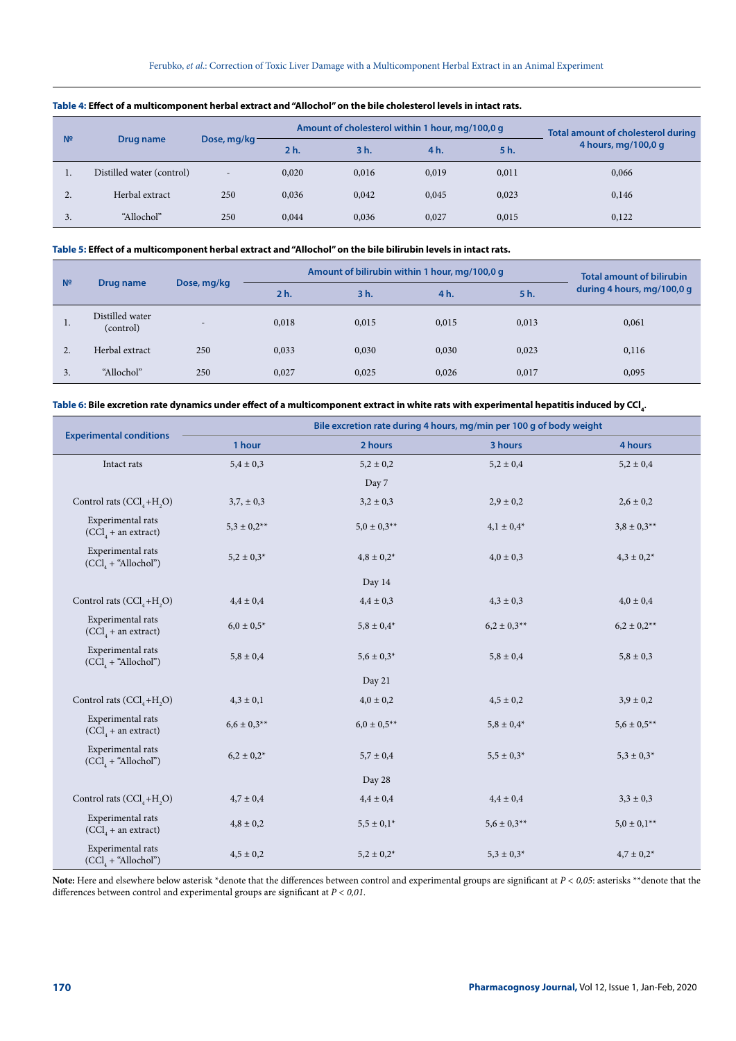**Table 4:** **Effect of a multicomponent herbal extract and "Allochol" on the bile cholesterol levels in intact rats.**

| № | Drug name | Dose, mg/kg | Amount of cholesterol within 1 hour, mg/100,0 g | | | | Total amount of cholesterol during 4 hours, mg/100,0 g |
|---|---|---|---|---|---|---|---|
| | | | 2 h. | 3 h. | 4 h. | 5 h. | |
| 1. | Distilled water (control) | - | 0,020 | 0,016 | 0,019 | 0,011 | 0,066 |
| 2. | Herbal extract | 250 | 0,036 | 0,042 | 0,045 | 0,023 | 0,146 |
| 3. | "Allochol" | 250 | 0,044 | 0,036 | 0,027 | 0,015 | 0,122 |

**Table 5:** **Effect of a multicomponent herbal extract and "Allochol" on the bile bilirubin levels in intact rats.**

| № | Drug name | Dose, mg/kg | Amount of bilirubin within 1 hour, mg/100,0 g | | | | Total amount of bilirubin during 4 hours, mg/100,0 g |
|---|---|---|---|---|---|---|---|
| | | | 2 h. | 3 h. | 4 h. | 5 h. | |
| 1. | Distilled water (control) | - | 0,018 | 0,015 | 0,015 | 0,013 | 0,061 |
| 2. | Herbal extract | 250 | 0,033 | 0,030 | 0,030 | 0,023 | 0,116 |
| 3. | "Allochol" | 250 | 0,027 | 0,025 | 0,026 | 0,017 | 0,095 |

**Table 6:** **Bile excretion rate dynamics under effect of a multicomponent extract in white rats with experimental hepatitis induced by $CCl_4$.**

| Experimental conditions | Bile excretion rate during 4 hours, mg/min per 100 g of body weight | | | |
|---|---|---|---|---|
| | 1 hour | 2 hours | 3 hours | 4 hours |
| Intact rats | 5,4 ± 0,3 | 5,2 ± 0,2 | 5,2 ± 0,4 | 5,2 ± 0,4 |
| | | Day 7 | | |
| Control rats ($CCl_4$+$H_2O$) | 3,7, ± 0,3 | 3,2 ± 0,3 | 2,9 ± 0,2 | 2,6 ± 0,2 |
| Experimental rats ($CCl_4$ + an extract) | 5,3 ± 0,2** | 5,0 ± 0,3** | 4,1 ± 0,4* | 3,8 ± 0,3** |
| Experimental rats ($CCl_4$ + "Allochol") | 5,2 ± 0,3* | 4,8 ± 0,2* | 4,0 ± 0,3 | 4,3 ± 0,2* |
| | | Day 14 | | |
| Control rats ($CCl_4$+$H_2O$) | 4,4 ± 0,4 | 4,4 ± 0,3 | 4,3 ± 0,3 | 4,0 ± 0,4 |
| Experimental rats ($CCl_4$ + an extract) | 6,0 ± 0,5* | 5,8 ± 0,4* | 6,2 ± 0,3** | 6,2 ± 0,2** |
| Experimental rats ($CCl_4$ + "Allochol") | 5,8 ± 0,4 | 5,6 ± 0,3* | 5,8 ± 0,4 | 5,8 ± 0,3 |
| | | Day 21 | | |
| Control rats ($CCl_4$+$H_2O$) | 4,3 ± 0,1 | 4,0 ± 0,2 | 4,5 ± 0,2 | 3,9 ± 0,2 |
| Experimental rats ($CCl_4$ + an extract) | 6,6 ± 0,3** | 6,0 ± 0,5** | 5,8 ± 0,4* | 5,6 ± 0,5** |
| Experimental rats ($CCl_4$ + "Allochol") | 6,2 ± 0,2* | 5,7 ± 0,4 | 5,5 ± 0,3* | 5,3 ± 0,3* |
| | | Day 28 | | |
| Control rats ($CCl_4$+$H_2O$) | 4,7 ± 0,4 | 4,4 ± 0,4 | 4,4 ± 0,4 | 3,3 ± 0,3 |
| Experimental rats ($CCl_4$ + an extract) | 4,8 ± 0,2 | 5,5 ± 0,1* | 5,6 ± 0,3** | 5,0 ± 0,1** |
| Experimental rats ($CCl_4$ + "Allochol") | 4,5 ± 0,2 | 5,2 ± 0,2* | 5,3 ± 0,3* | 4,7 ± 0,2* |

**Note:** Here and elsewhere below asterisk *denote that the differences between control and experimental groups are significant at $P < 0,05$: asterisks **denote that the differences between control and experimental groups are significant at $P < 0,01$.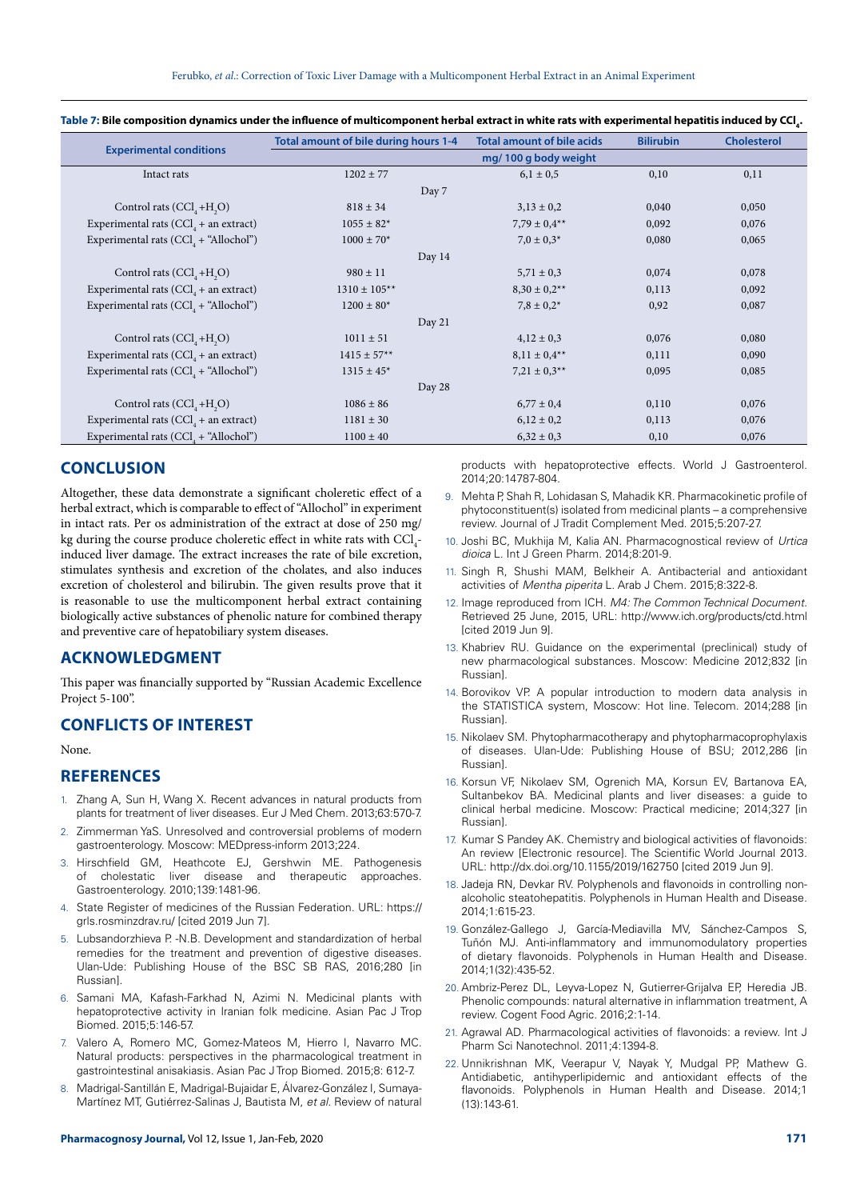**Table 7: Bile composition dynamics under the influence of multicomponent herbal extract in white rats with experimental hepatitis induced by $CCl_4$.**

| Experimental conditions | Total amount of bile during hours 1-4 | Total amount of bile acids | Bilirubin | Cholesterol |
|---|---|---|---|---|
| | mg/ 100 g body weight | | | |
| Intact rats | 1202 ± 77 | 6,1 ± 0,5 | 0,10 | 0,11 |
| Day 7 | | | | |
| Control rats ($CCl_4$ +$H_2O$) | 818 ± 34 | 3,13 ± 0,2 | 0,040 | 0,050 |
| Experimental rats ($CCl_4$ + an extract) | 1055 ± 82* | 7,79 ± 0,4** | 0,092 | 0,076 |
| Experimental rats ($CCl_4$ + "Allochol") | 1000 ± 70* | 7,0 ± 0,3* | 0,080 | 0,065 |
| Day 14 | | | | |
| Control rats ($CCl_4$ +$H_2O$) | 980 ± 11 | 5,71 ± 0,3 | 0,074 | 0,078 |
| Experimental rats ($CCl_4$ + an extract) | 1310 ± 105** | 8,30 ± 0,2** | 0,113 | 0,092 |
| Experimental rats ($CCl_4$ + "Allochol") | 1200 ± 80* | 7,8 ± 0,2* | 0,92 | 0,087 |
| Day 21 | | | | |
| Control rats ($CCl_4$ +$H_2O$) | 1011 ± 51 | 4,12 ± 0,3 | 0,076 | 0,080 |
| Experimental rats ($CCl_4$ + an extract) | 1415 ± 57** | 8,11 ± 0,4** | 0,111 | 0,090 |
| Experimental rats ($CCl_4$ + "Allochol") | 1315 ± 45* | 7,21 ± 0,3** | 0,095 | 0,085 |
| Day 28 | | | | |
| Control rats ($CCl_4$ +$H_2O$) | 1086 ± 86 | 6,77 ± 0,4 | 0,110 | 0,076 |
| Experimental rats ($CCl_4$ + an extract) | 1181 ± 30 | 6,12 ± 0,2 | 0,113 | 0,076 |
| Experimental rats ($CCl_4$ + "Allochol") | 1100 ± 40 | 6,32 ± 0,3 | 0,10 | 0,076 |

## CONCLUSION

Altogether, these data demonstrate a significant choleretic effect of a herbal extract, which is comparable to effect of "Allochol" in experiment in intact rats. Per os administration of the extract at dose of 250 mg/kg during the course produce choleretic effect in white rats with $CCl_4$-induced liver damage. The extract increases the rate of bile excretion, stimulates synthesis and excretion of the cholates, and also induces excretion of cholesterol and bilirubin. The given results prove that it is reasonable to use the multicomponent herbal extract containing biologically active substances of phenolic nature for combined therapy and preventive care of hepatobiliary system diseases.

## ACKNOWLEDGMENT

This paper was financially supported by "Russian Academic Excellence Project 5-100".

## CONFLICTS OF INTEREST

None.

## REFERENCES

1. Zhang A, Sun H, Wang X. Recent advances in natural products from plants for treatment of liver diseases. Eur J Med Chem. 2013;63:570-7.
2. Zimmerman YaS. Unresolved and controversial problems of modern gastroenterology. Moscow: MEDpress-inform 2013;224.
3. Hirschfield GM, Heathcote EJ, Gershwin ME. Pathogenesis of cholestatic liver disease and therapeutic approaches. Gastroenterology. 2010;139:1481-96.
4. State Register of medicines of the Russian Federation. URL: https://grls.rosminzdrav.ru/ [cited 2019 Jun 7].
5. Lubsandorzhieva P. -N.B. Development and standardization of herbal remedies for the treatment and prevention of digestive diseases. Ulan-Ude: Publishing House of the BSC SB RAS, 2016;280 [in Russian].
6. Samani MA, Kafash-Farkhad N, Azimi N. Medicinal plants with hepatoprotective activity in Iranian folk medicine. Asian Pac J Trop Biomed. 2015;5:146-57.
7. Valero A, Romero MC, Gomez-Mateos M, Hierro I, Navarro MC. Natural products: perspectives in the pharmacological treatment in gastrointestinal anisakiasis. Asian Pac J Trop Biomed. 2015;8: 612-7.
8. Madrigal-Santillán E, Madrigal-Bujaidar E, Álvarez-González I, Sumaya-Martínez MT, Gutiérrez-Salinas J, Bautista M, *et al*. Review of natural products with hepatoprotective effects. World J Gastroenterol. 2014;20:14787-804.
9. Mehta P, Shah R, Lohidasan S, Mahadik KR. Pharmacokinetic profile of phytoconstituent(s) isolated from medicinal plants – a comprehensive review. Journal of J Tradit Complement Med. 2015;5:207-27.
10. Joshi BC, Mukhija M, Kalia AN. Pharmacognostical review of *Urtica dioica* L. Int J Green Pharm. 2014;8:201-9.
11. Singh R, Shushi MAM, Belkheir A. Antibacterial and antioxidant activities of *Mentha piperita* L. Arab J Chem. 2015;8:322-8.
12. Image reproduced from ICH. *M4: The Common Technical Document*. Retrieved 25 June, 2015, URL: http://www.ich.org/products/ctd.html [cited 2019 Jun 9].
13. Khabriev RU. Guidance on the experimental (preclinical) study of new pharmacological substances. Moscow: Medicine 2012;832 [in Russian].
14. Borovikov VP. A popular introduction to modern data analysis in the STATISTICA system, Moscow: Hot line. Telecom. 2014;288 [in Russian].
15. Nikolaev SM. Phytopharmacotherapy and phytopharmacoprophylaxis of diseases. Ulan-Ude: Publishing House of BSU; 2012,286 [in Russian].
16. Korsun VF, Nikolaev SM, Ogrenich MA, Korsun EV, Bartanova EA, Sultanbekov BA. Medicinal plants and liver diseases: a guide to clinical herbal medicine. Moscow: Practical medicine; 2014;327 [in Russian].
17. Kumar S Pandey AK. Chemistry and biological activities of flavonoids: An review [Electronic resource]. The Scientific World Journal 2013. URL: http://dx.doi.org/10.1155/2019/162750 [cited 2019 Jun 9].
18. Jadeja RN, Devkar RV. Polyphenols and flavonoids in controlling non-alcoholic steatohepatitis. Polyphenols in Human Health and Disease. 2014;1:615-23.
19. González-Gallego J, García-Mediavilla MV, Sánchez-Campos S, Tuñón MJ. Anti-inflammatory and immunomodulatory properties of dietary flavonoids. Polyphenols in Human Health and Disease. 2014;1(32):435-52.
20. Ambriz-Perez DL, Leyva-Lopez N, Gutierrer-Grijalva EP, Heredia JB. Phenolic compounds: natural alternative in inflammation treatment, A review. Cogent Food Agric. 2016;2:1-14.
21. Agrawal AD. Pharmacological activities of flavonoids: a review. Int J Pharm Sci Nanotechnol. 2011;4:1394-8.
22. Unnikrishnan MK, Veerapur V, Nayak Y, Mudgal PP, Mathew G. Antidiabetic, antihyperlipidemic and antioxidant effects of the flavonoids. Polyphenols in Human Health and Disease. 2014;1 (13):143-61.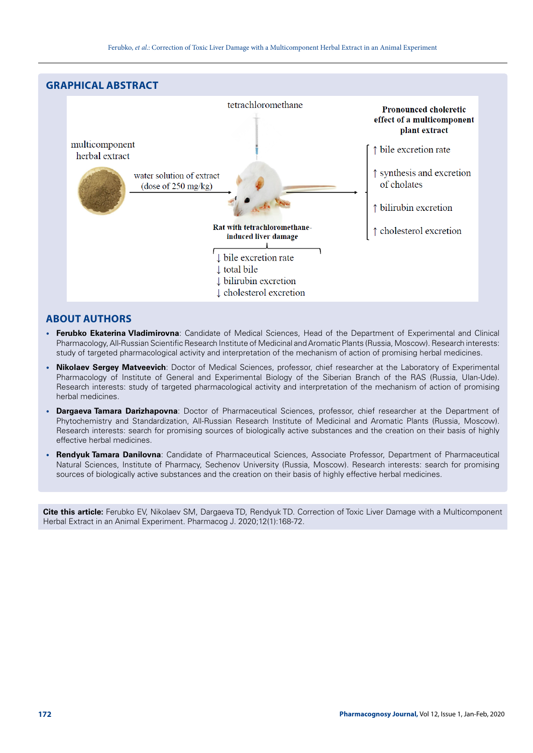## GRAPHICAL ABSTRACT

tetrachloromethane

multicomponent herbal extract

water solution of extract (dose of 250 mg/kg)

Rat with tetrachloromethane-induced liver damage

↓ bile excretion rate
↓ total bile
↓ bilirubin excretion
↓ cholesterol excretion

**Pronounced choleretic effect of a multicomponent plant extract**

↑ bile excretion rate
↑ synthesis and excretion of cholates
↑ bilirubin excretion
↑ cholesterol excretion

## ABOUT AUTHORS

- **Ferubko Ekaterina Vladimirovna**: Candidate of Medical Sciences, Head of the Department of Experimental and Clinical Pharmacology, All-Russian Scientific Research Institute of Medicinal and Aromatic Plants (Russia, Moscow). Research interests: study of targeted pharmacological activity and interpretation of the mechanism of action of promising herbal medicines.
- **Nikolaev Sergey Matveevich**: Doctor of Medical Sciences, professor, chief researcher at the Laboratory of Experimental Pharmacology of Institute of General and Experimental Biology of the Siberian Branch of the RAS (Russia, Ulan-Ude). Research interests: study of targeted pharmacological activity and interpretation of the mechanism of action of promising herbal medicines.
- **Dargaeva Tamara Darizhapovna**: Doctor of Pharmaceutical Sciences, professor, chief researcher at the Department of Phytochemistry and Standardization, All-Russian Research Institute of Medicinal and Aromatic Plants (Russia, Moscow). Research interests: search for promising sources of biologically active substances and the creation on their basis of highly effective herbal medicines.
- **Rendyuk Tamara Danilovna**: Candidate of Pharmaceutical Sciences, Associate Professor, Department of Pharmaceutical Natural Sciences, Institute of Pharmacy, Sechenov University (Russia, Moscow). Research interests: search for promising sources of biologically active substances and the creation on their basis of highly effective herbal medicines.

**Cite this article:** Ferubko EV, Nikolaev SM, Dargaeva TD, Rendyuk TD. Correction of Toxic Liver Damage with a Multicomponent Herbal Extract in an Animal Experiment. Pharmacog J. 2020;12(1):168-72.